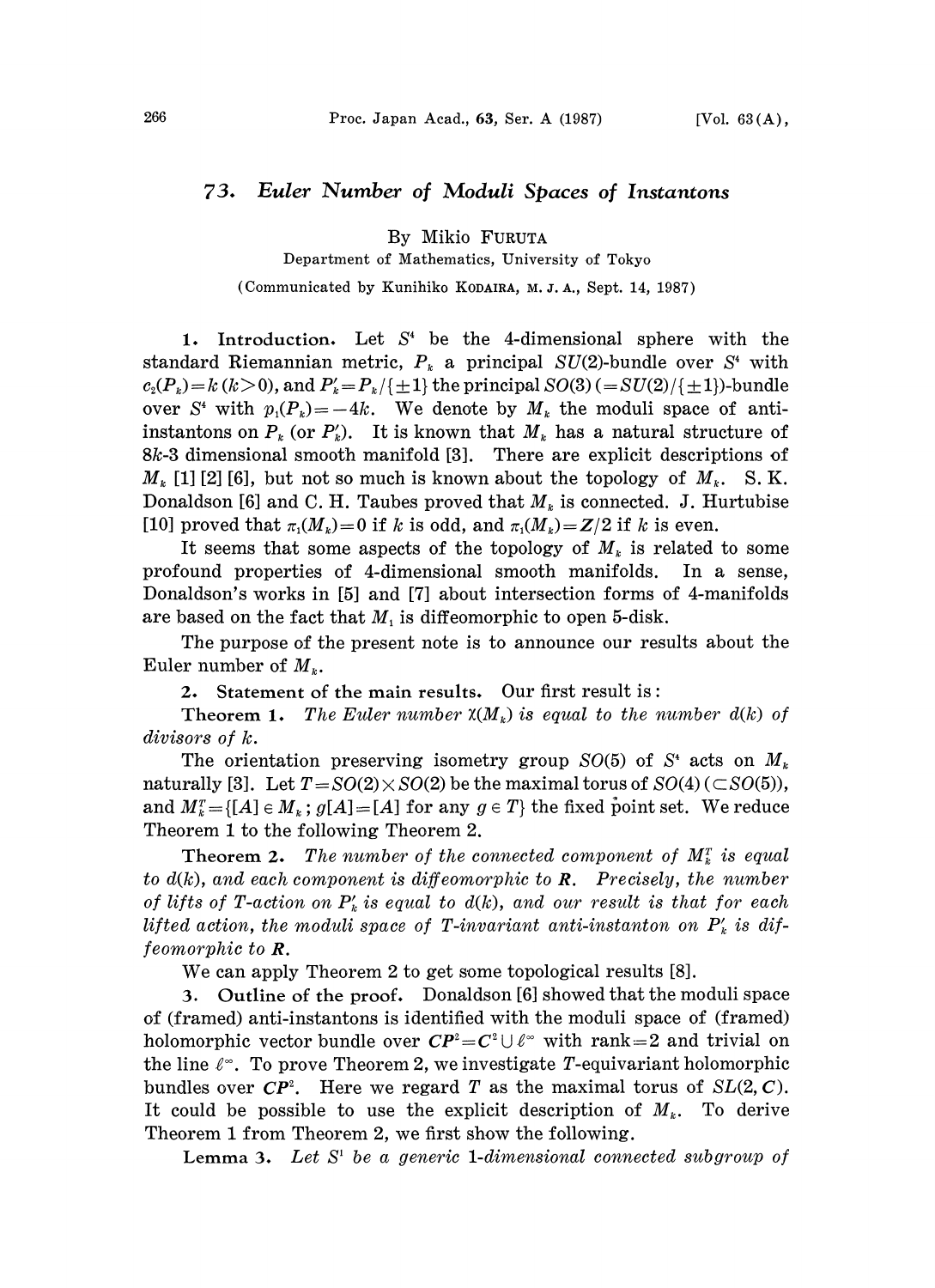# 73. *Euler Number of Moduli Spaces of Instantons*

By Mikio FURUTA

Department of Mathematics, University of Tokyo

(Communicated by Kunihiko KODAIRA, M. J. A., Sept. 14, 1987)

**1. Introduction.** Let $S^4$ be the 4-dimensional sphere with the standard Riemannian metric, $P_k$ a principal $SU(2)$-bundle over $S^4$ with $c_2(P_k)=k\ (k>0)$, and $P'_k=P_k/\{\pm 1\}$ the principal $SO(3)\ (=SU(2)/\{\pm 1\})$-bundle over $S^4$ with $p_1(P_k)=-4k$. We denote by $M_k$ the moduli space of anti-instantons on $P_k$ (or $P'_k$). It is known that $M_k$ has a natural structure of $8k$-3 dimensional smooth manifold [3]. There are explicit descriptions of $M_k$ [1] [2] [6], but not so much is known about the topology of $M_k$. S. K. Donaldson [6] and C. H. Taubes proved that $M_k$ is connected. J. Hurtubise [10] proved that $\pi_1(M_k)=0$ if $k$ is odd, and $\pi_1(M_k)=\boldsymbol{Z}/2$ if $k$ is even.

It seems that some aspects of the topology of $M_k$ is related to some profound properties of 4-dimensional smooth manifolds. In a sense, Donaldson's works in [5] and [7] about intersection forms of 4-manifolds are based on the fact that $M_1$ is diffeomorphic to open 5-disk.

The purpose of the present note is to announce our results about the Euler number of $M_k$.

**2. Statement of the main results.** Our first result is:

**Theorem 1.** *The Euler number $\chi(M_k)$ is equal to the number $d(k)$ of divisors of $k$.*

The orientation preserving isometry group $SO(5)$ of $S^4$ acts on $M_k$ naturally [3]. Let $T=SO(2)\times SO(2)$ be the maximal torus of $SO(4)\ (\subset SO(5))$, and $M_k^T=\{[A]\in M_k\,;\,g[A]=[A]$ for any $g\in T\}$ the fixed point set. We reduce Theorem 1 to the following Theorem 2.

**Theorem 2.** *The number of the connected component of $M_k^T$ is equal to $d(k)$, and each component is diffeomorphic to $\boldsymbol{R}$. Precisely, the number of lifts of $T$-action on $P'_k$ is equal to $d(k)$, and our result is that for each lifted action, the moduli space of $T$-invariant anti-instanton on $P'_k$ is diffeomorphic to $\boldsymbol{R}$.*

We can apply Theorem 2 to get some topological results [8].

**3. Outline of the proof.** Donaldson [6] showed that the moduli space of (framed) anti-instantons is identified with the moduli space of (framed) holomorphic vector bundle over $\boldsymbol{CP}^2=\boldsymbol{C}^2\cup\ell^\infty$ with rank$=2$ and trivial on the line $\ell^\infty$. To prove Theorem 2, we investigate $T$-equivariant holomorphic bundles over $\boldsymbol{CP}^2$. Here we regard $T$ as the maximal torus of $SL(2,\boldsymbol{C})$. It could be possible to use the explicit description of $M_k$. To derive Theorem 1 from Theorem 2, we first show the following.

**Lemma 3.** *Let $S^1$ be a generic 1-dimensional connected subgroup of*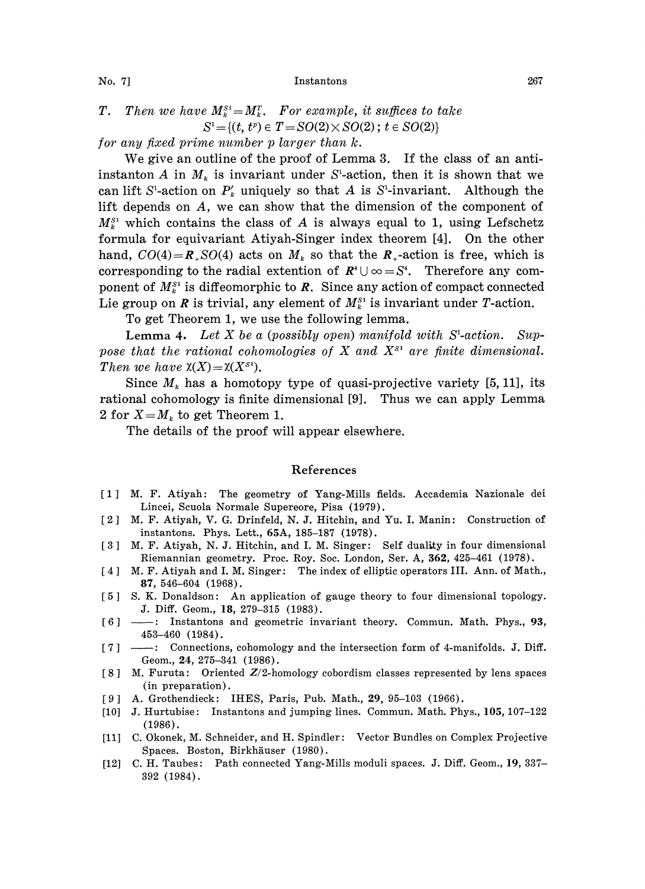*T. Then we have $M_k^{S^1} = M_k^T$. For example, it suffices to take*

$$S^1 = \{(t, t^p) \in T = SO(2) \times SO(2)\,;\, t \in SO(2)\}$$

*for any fixed prime number $p$ larger than $k$.*

We give an outline of the proof of Lemma 3. If the class of an anti-instanton $A$ in $M_k$ is invariant under $S^1$-action, then it is shown that we can lift $S^1$-action on $P_k'$ uniquely so that $A$ is $S^1$-invariant. Although the lift depends on $A$, we can show that the dimension of the component of $M_k^{S^1}$ which contains the class of $A$ is always equal to 1, using Lefschetz formula for equivariant Atiyah-Singer index theorem [4]. On the other hand, $CO(4) = \boldsymbol{R}_+SO(4)$ acts on $M_k$ so that the $\boldsymbol{R}_+$-action is free, which is corresponding to the radial extention of $\boldsymbol{R}^4 \cup \infty = S^4$. Therefore any component of $M_k^{S^1}$ is diffeomorphic to $\boldsymbol{R}$. Since any action of compact connected Lie group on $\boldsymbol{R}$ is trivial, any element of $M_k^{S^1}$ is invariant under $T$-action.

To get Theorem 1, we use the following lemma.

**Lemma 4.** *Let $X$ be a (possibly open) manifold with $S^1$-action. Suppose that the rational cohomologies of $X$ and $X^{S^1}$ are finite dimensional. Then we have $\chi(X) = \chi(X^{S^1})$.*

Since $M_k$ has a homotopy type of quasi-projective variety [5, 11], its rational cohomology is finite dimensional [9]. Thus we can apply Lemma 2 for $X = M_k$ to get Theorem 1.

The details of the proof will appear elsewhere.

## References

[1] M. F. Atiyah: The geometry of Yang-Mills fields. Accademia Nazionale dei Lincei, Scuola Normale Supereore, Pisa (1979).

[2] M. F. Atiyah, V. G. Drinfeld, N. J. Hitchin, and Yu. I. Manin: Construction of instantons. Phys. Lett., **65A**, 185–187 (1978).

[3] M. F. Atiyah, N. J. Hitchin, and I. M. Singer: Self duality in four dimensional Riemannian geometry. Proc. Roy. Soc. London, Ser. A, **362**, 425–461 (1978).

[4] M. F. Atiyah and I. M. Singer: The index of elliptic operators III. Ann. of Math., **87**, 546–604 (1968).

[5] S. K. Donaldson: An application of gauge theory to four dimensional topology. J. Diff. Geom., **18**, 279–315 (1983).

[6] ——: Instantons and geometric invariant theory. Commun. Math. Phys., **93**, 453–460 (1984).

[7] ——: Connections, cohomology and the intersection form of 4-manifolds. J. Diff. Geom., **24**, 275–341 (1986).

[8] M. Furuta: Oriented $\boldsymbol{Z}/2$-homology cobordism classes represented by lens spaces (in preparation).

[9] A. Grothendieck: IHES, Paris, Pub. Math., **29**, 95–103 (1966).

[10] J. Hurtubise: Instantons and jumping lines. Commun. Math. Phys., **105**, 107–122 (1986).

[11] C. Okonek, M. Schneider, and H. Spindler: Vector Bundles on Complex Projective Spaces. Boston, Birkhäuser (1980).

[12] C. H. Taubes: Path connected Yang-Mills moduli spaces. J. Diff. Geom., **19**, 337–392 (1984).